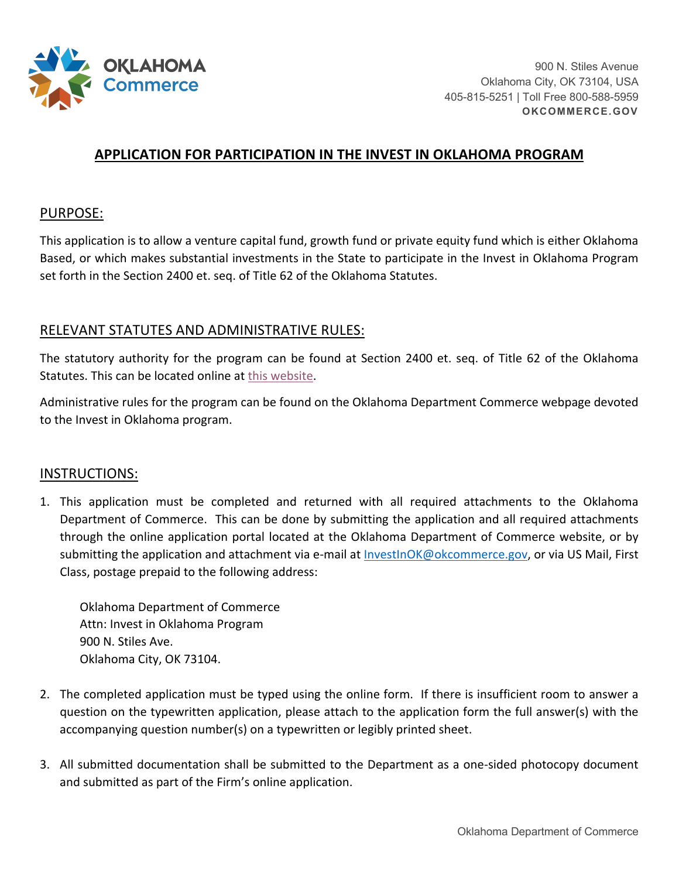OKLAHOMA Commerce

900 N. Stiles Avenue
Oklahoma City, OK 73104, USA
405-815-5251 | Toll Free 800-588-5959
**OKCOMMERCE.GOV**

# APPLICATION FOR PARTICIPATION IN THE INVEST IN OKLAHOMA PROGRAM

## PURPOSE:

This application is to allow a venture capital fund, growth fund or private equity fund which is either Oklahoma Based, or which makes substantial investments in the State to participate in the Invest in Oklahoma Program set forth in the Section 2400 et. seq. of Title 62 of the Oklahoma Statutes.

## RELEVANT STATUTES AND ADMINISTRATIVE RULES:

The statutory authority for the program can be found at Section 2400 et. seq. of Title 62 of the Oklahoma Statutes. This can be located online at this website.

Administrative rules for the program can be found on the Oklahoma Department Commerce webpage devoted to the Invest in Oklahoma program.

## INSTRUCTIONS:

1. This application must be completed and returned with all required attachments to the Oklahoma Department of Commerce. This can be done by submitting the application and all required attachments through the online application portal located at the Oklahoma Department of Commerce website, or by submitting the application and attachment via e-mail at InvestInOK@okcommerce.gov, or via US Mail, First Class, postage prepaid to the following address:

   Oklahoma Department of Commerce
   Attn: Invest in Oklahoma Program
   900 N. Stiles Ave.
   Oklahoma City, OK 73104.

2. The completed application must be typed using the online form. If there is insufficient room to answer a question on the typewritten application, please attach to the application form the full answer(s) with the accompanying question number(s) on a typewritten or legibly printed sheet.

3. All submitted documentation shall be submitted to the Department as a one-sided photocopy document and submitted as part of the Firm's online application.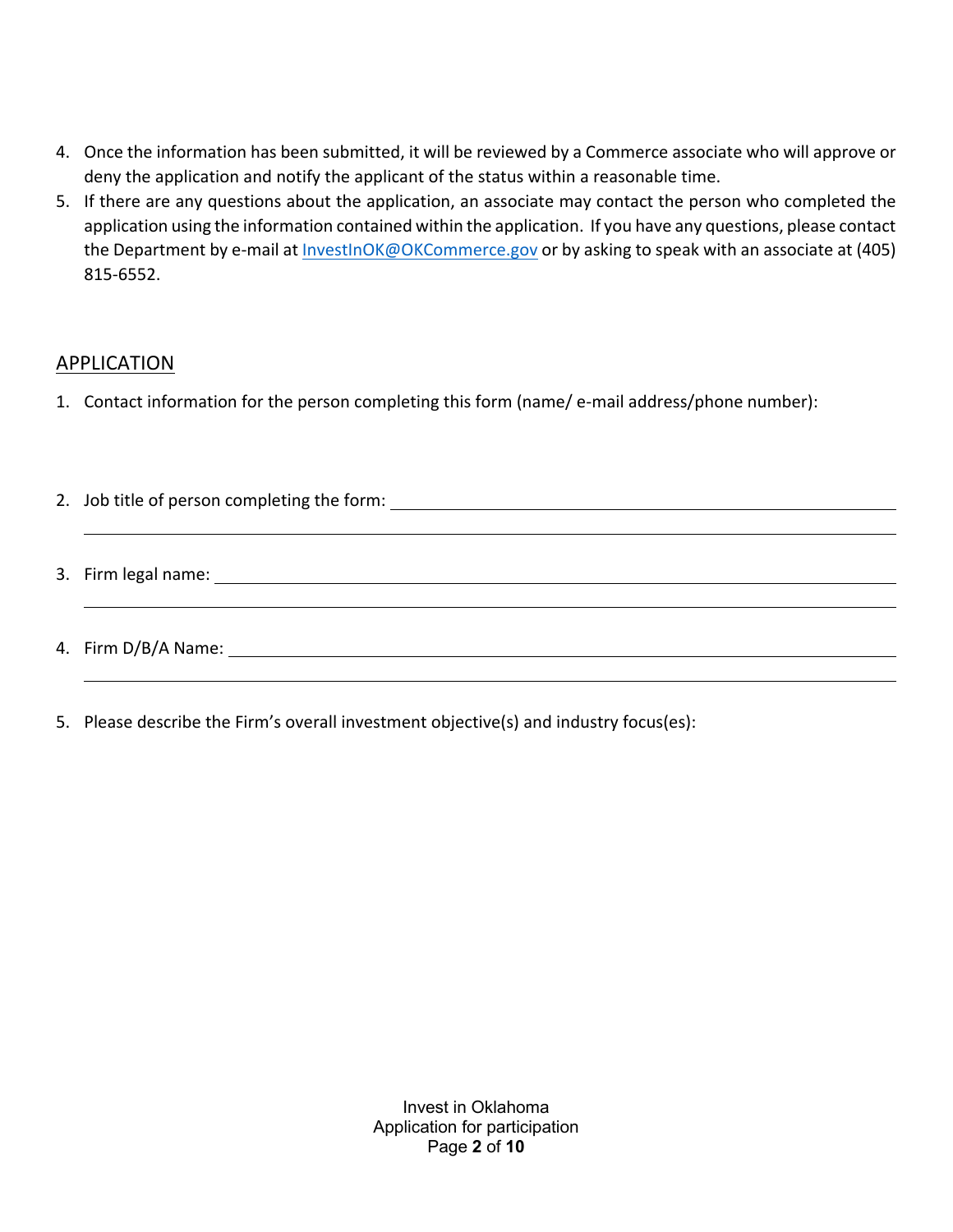4. Once the information has been submitted, it will be reviewed by a Commerce associate who will approve or deny the application and notify the applicant of the status within a reasonable time.
5. If there are any questions about the application, an associate may contact the person who completed the application using the information contained within the application. If you have any questions, please contact the Department by e-mail at InvestInOK@OKCommerce.gov or by asking to speak with an associate at (405) 815-6552.

## APPLICATION

1. Contact information for the person completing this form (name/ e-mail address/phone number):

2. Job title of person completing the form: ____________________

3. Firm legal name: ____________________

4. Firm D/B/A Name: ____________________

5. Please describe the Firm's overall investment objective(s) and industry focus(es):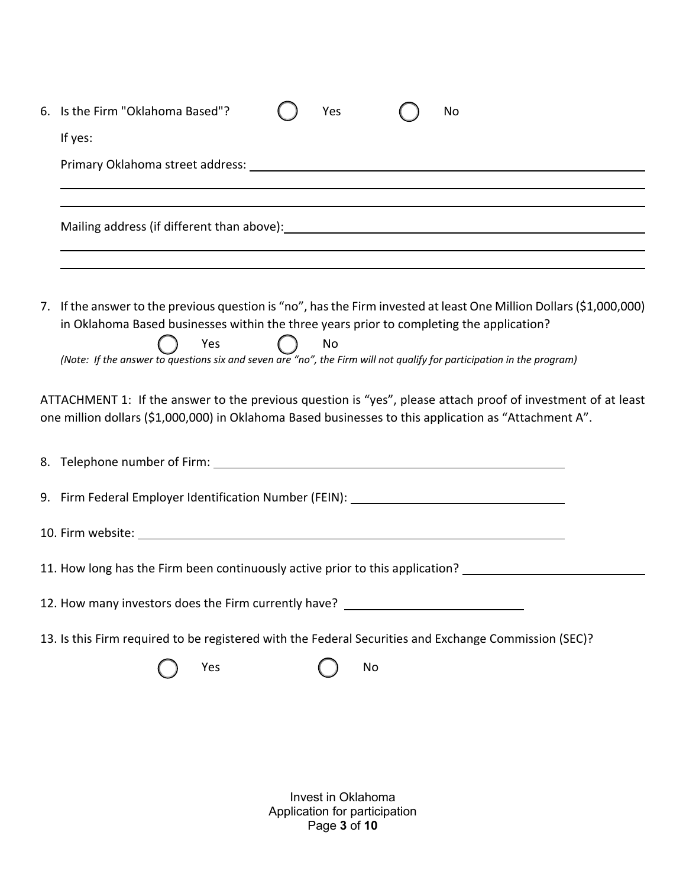6. Is the Firm "Oklahoma Based"? ◯ Yes ◯ No

   If yes:

   Primary Oklahoma street address: \_\_\_\_\_\_\_\_\_\_\_\_\_\_\_\_\_\_\_\_\_\_\_\_\_\_\_\_\_\_\_\_\_\_\_\_\_\_\_\_

   \_\_\_\_\_\_\_\_\_\_\_\_\_\_\_\_\_\_\_\_\_\_\_\_\_\_\_\_\_\_\_\_\_\_\_\_\_\_\_\_\_\_\_\_\_\_\_\_\_\_\_\_\_\_\_\_\_\_\_\_\_\_\_\_\_\_\_\_\_\_\_\_

   \_\_\_\_\_\_\_\_\_\_\_\_\_\_\_\_\_\_\_\_\_\_\_\_\_\_\_\_\_\_\_\_\_\_\_\_\_\_\_\_\_\_\_\_\_\_\_\_\_\_\_\_\_\_\_\_\_\_\_\_\_\_\_\_\_\_\_\_\_\_\_\_

   Mailing address (if different than above): \_\_\_\_\_\_\_\_\_\_\_\_\_\_\_\_\_\_\_\_\_\_\_\_\_\_\_\_\_\_\_\_\_\_\_\_

   \_\_\_\_\_\_\_\_\_\_\_\_\_\_\_\_\_\_\_\_\_\_\_\_\_\_\_\_\_\_\_\_\_\_\_\_\_\_\_\_\_\_\_\_\_\_\_\_\_\_\_\_\_\_\_\_\_\_\_\_\_\_\_\_\_\_\_\_\_\_\_\_

   \_\_\_\_\_\_\_\_\_\_\_\_\_\_\_\_\_\_\_\_\_\_\_\_\_\_\_\_\_\_\_\_\_\_\_\_\_\_\_\_\_\_\_\_\_\_\_\_\_\_\_\_\_\_\_\_\_\_\_\_\_\_\_\_\_\_\_\_\_\_\_\_

7. If the answer to the previous question is "no", has the Firm invested at least One Million Dollars ($1,000,000) in Oklahoma Based businesses within the three years prior to completing the application?

   ◯ Yes ◯ No

   *(Note: If the answer to questions six and seven are "no", the Firm will not qualify for participation in the program)*

ATTACHMENT 1: If the answer to the previous question is "yes", please attach proof of investment of at least one million dollars ($1,000,000) in Oklahoma Based businesses to this application as "Attachment A".

8. Telephone number of Firm: \_\_\_\_\_\_\_\_\_\_\_\_\_\_\_\_\_\_\_\_\_\_\_\_\_\_\_\_\_\_\_\_\_\_\_\_\_\_\_\_

9. Firm Federal Employer Identification Number (FEIN): \_\_\_\_\_\_\_\_\_\_\_\_\_\_\_\_\_\_\_\_\_\_\_\_\_\_

10. Firm website: \_\_\_\_\_\_\_\_\_\_\_\_\_\_\_\_\_\_\_\_\_\_\_\_\_\_\_\_\_\_\_\_\_\_\_\_\_\_\_\_\_\_\_\_\_\_\_\_\_\_\_\_\_\_

11. How long has the Firm been continuously active prior to this application? \_\_\_\_\_\_\_\_\_\_\_\_\_\_\_\_\_\_\_\_\_\_

12. How many investors does the Firm currently have? \_\_\_\_\_\_\_\_\_\_\_\_\_\_\_\_\_\_\_\_\_\_

13. Is this Firm required to be registered with the Federal Securities and Exchange Commission (SEC)?

    ◯ Yes ◯ No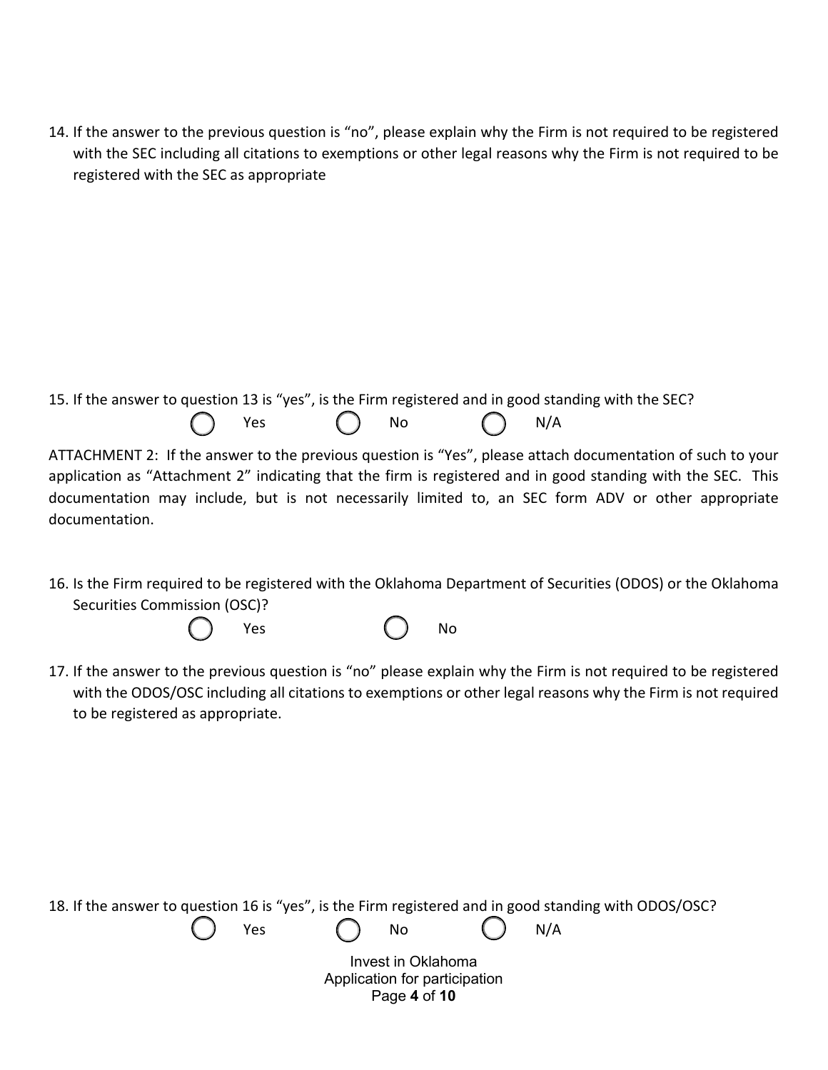14. If the answer to the previous question is "no", please explain why the Firm is not required to be registered with the SEC including all citations to exemptions or other legal reasons why the Firm is not required to be registered with the SEC as appropriate

15. If the answer to question 13 is "yes", is the Firm registered and in good standing with the SEC?

   ◯ Yes ◯ No ◯ N/A

ATTACHMENT 2: If the answer to the previous question is "Yes", please attach documentation of such to your application as "Attachment 2" indicating that the firm is registered and in good standing with the SEC. This documentation may include, but is not necessarily limited to, an SEC form ADV or other appropriate documentation.

16. Is the Firm required to be registered with the Oklahoma Department of Securities (ODOS) or the Oklahoma Securities Commission (OSC)?

   ◯ Yes ◯ No

17. If the answer to the previous question is "no" please explain why the Firm is not required to be registered with the ODOS/OSC including all citations to exemptions or other legal reasons why the Firm is not required to be registered as appropriate.

18. If the answer to question 16 is "yes", is the Firm registered and in good standing with ODOS/OSC?

   ◯ Yes ◯ No ◯ N/A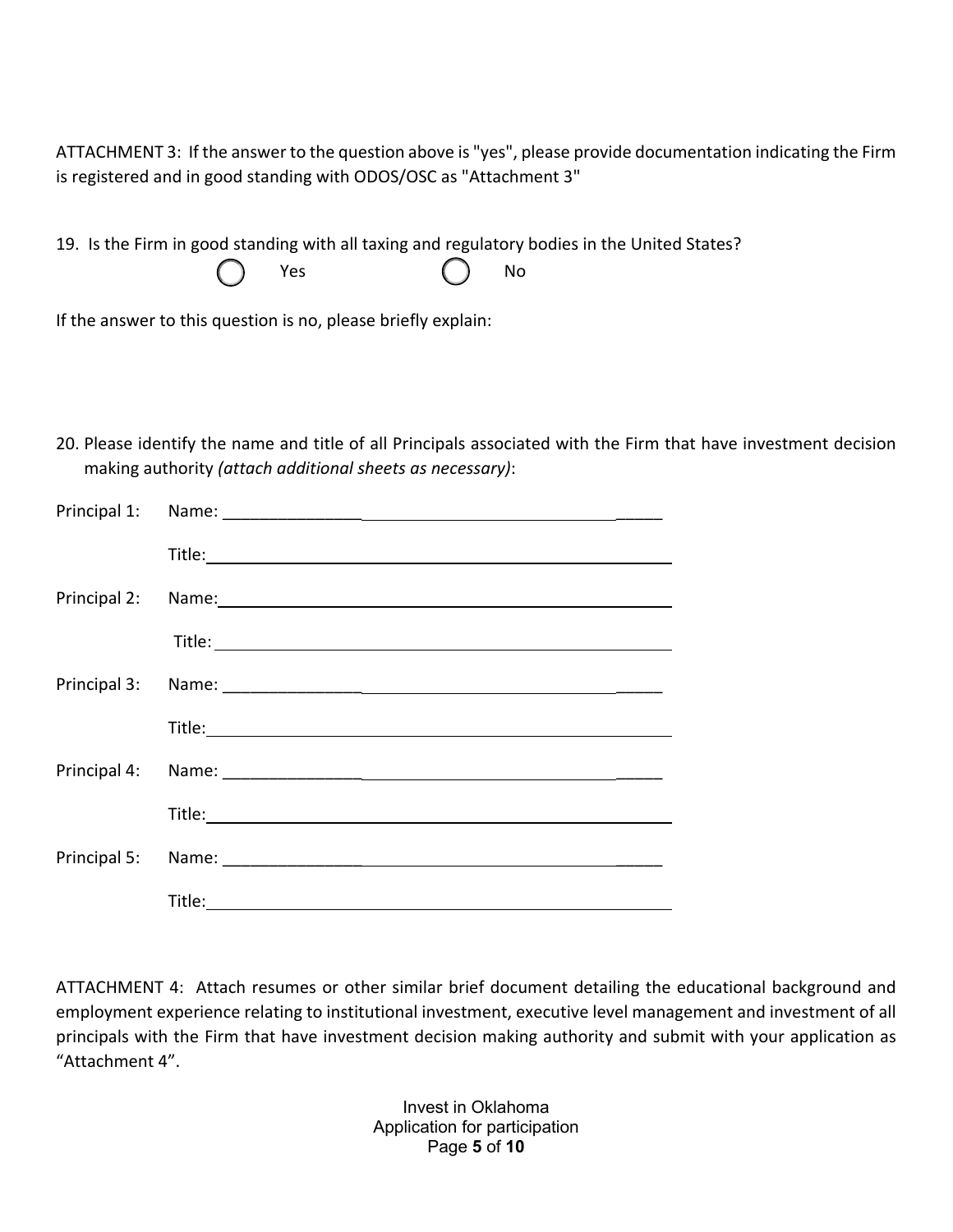ATTACHMENT 3: If the answer to the question above is "yes", please provide documentation indicating the Firm is registered and in good standing with ODOS/OSC as "Attachment 3"

19. Is the Firm in good standing with all taxing and regulatory bodies in the United States?

◯ Yes ◯ No

If the answer to this question is no, please briefly explain:

20. Please identify the name and title of all Principals associated with the Firm that have investment decision making authority *(attach additional sheets as necessary)*:

Principal 1: Name: ______________________________________________

Title: ______________________________________________

Principal 2: Name: ______________________________________________

Title: ______________________________________________

Principal 3: Name: ______________________________________________

Title: ______________________________________________

Principal 4: Name: ______________________________________________

Title: ______________________________________________

Principal 5: Name: ______________________________________________

Title: ______________________________________________

ATTACHMENT 4: Attach resumes or other similar brief document detailing the educational background and employment experience relating to institutional investment, executive level management and investment of all principals with the Firm that have investment decision making authority and submit with your application as "Attachment 4".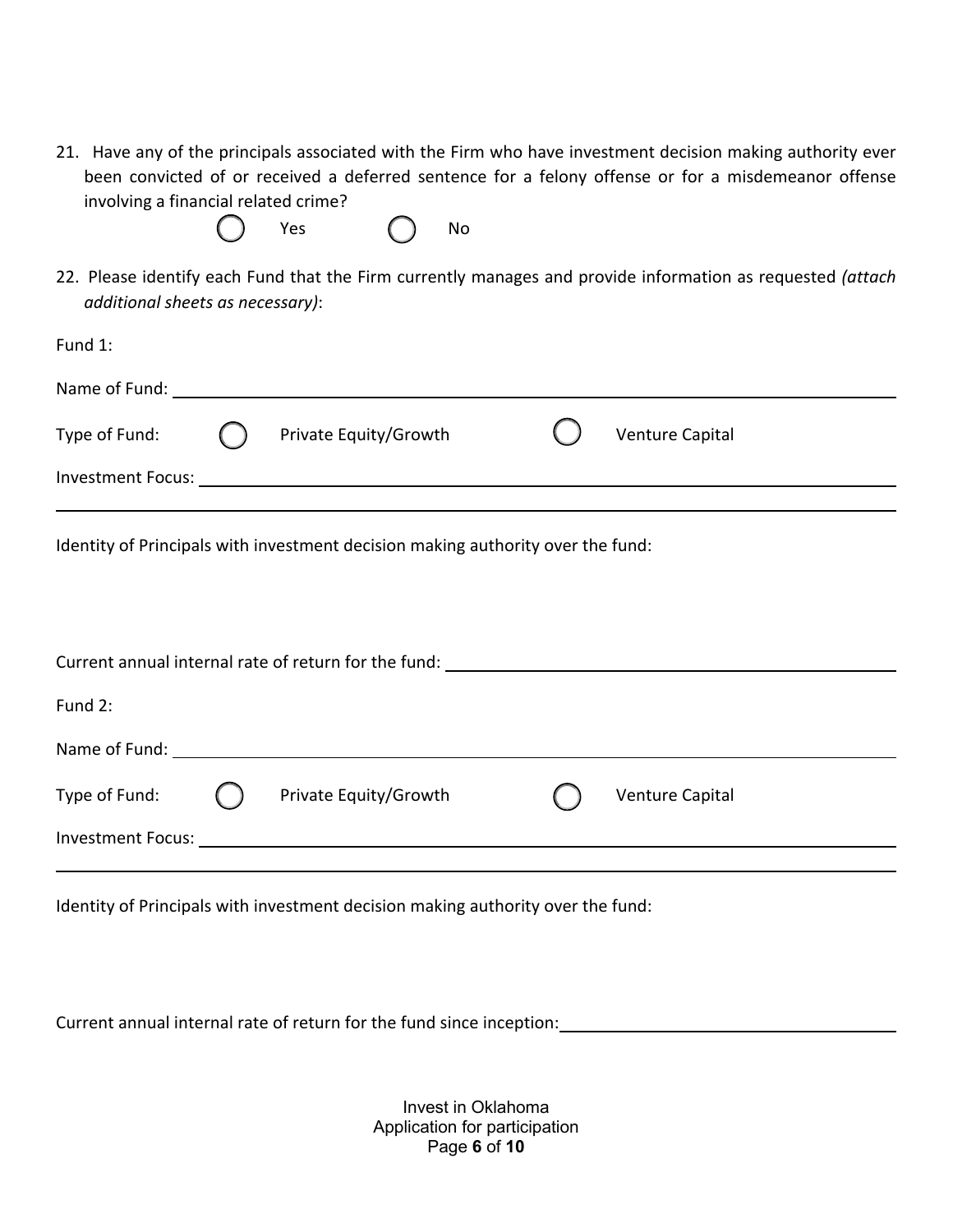21. Have any of the principals associated with the Firm who have investment decision making authority ever been convicted of or received a deferred sentence for a felony offense or for a misdemeanor offense involving a financial related crime?

   ◯ Yes ◯ No

22. Please identify each Fund that the Firm currently manages and provide information as requested *(attach additional sheets as necessary)*:

Fund 1:

Name of Fund: ______________________________________________

Type of Fund: ◯ Private Equity/Growth ◯ Venture Capital

Investment Focus: ______________________________________________

______________________________________________

Identity of Principals with investment decision making authority over the fund:

Current annual internal rate of return for the fund: ______________________________________________

Fund 2:

Name of Fund: ______________________________________________

Type of Fund: ◯ Private Equity/Growth ◯ Venture Capital

Investment Focus: ______________________________________________

______________________________________________

Identity of Principals with investment decision making authority over the fund:

Current annual internal rate of return for the fund since inception: ______________________________________________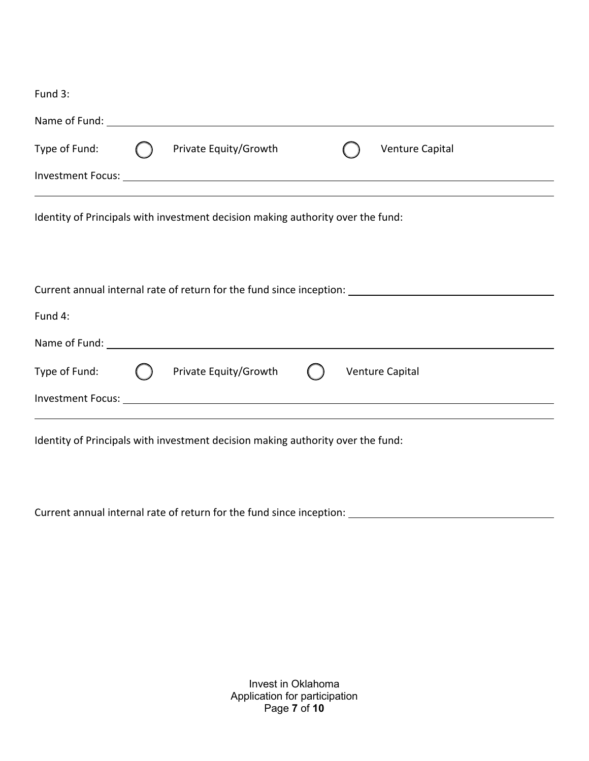Fund 3:

Name of Fund: ______________________________________________________________

Type of Fund: ◯ Private Equity/Growth ◯ Venture Capital

Investment Focus: __________________________________________________________

______________________________________________________________________

Identity of Principals with investment decision making authority over the fund:

Current annual internal rate of return for the fund since inception: ____________________

Fund 4:

Name of Fund: ______________________________________________________________

Type of Fund: ◯ Private Equity/Growth ◯ Venture Capital

Investment Focus: __________________________________________________________

______________________________________________________________________

Identity of Principals with investment decision making authority over the fund:

Current annual internal rate of return for the fund since inception: ____________________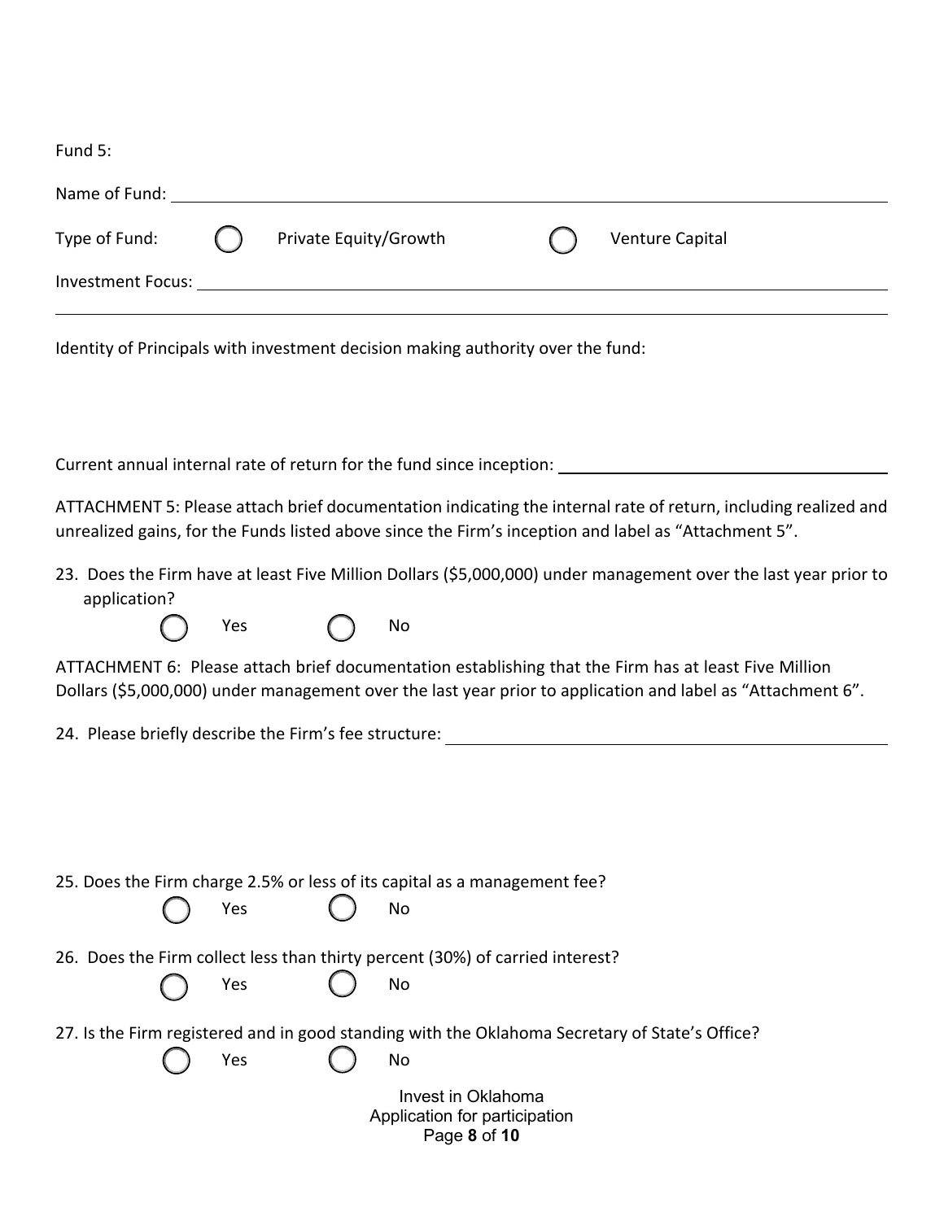Fund 5:

Name of Fund: ______________________________

Type of Fund: ◯ Private Equity/Growth ◯ Venture Capital

Investment Focus: ______________________________

______________________________

Identity of Principals with investment decision making authority over the fund:

Current annual internal rate of return for the fund since inception: ______________________________

ATTACHMENT 5: Please attach brief documentation indicating the internal rate of return, including realized and unrealized gains, for the Funds listed above since the Firm's inception and label as "Attachment 5".

23. Does the Firm have at least Five Million Dollars ($5,000,000) under management over the last year prior to application?

◯ Yes ◯ No

ATTACHMENT 6: Please attach brief documentation establishing that the Firm has at least Five Million Dollars ($5,000,000) under management over the last year prior to application and label as "Attachment 6".

24. Please briefly describe the Firm's fee structure: ______________________________

25. Does the Firm charge 2.5% or less of its capital as a management fee?

◯ Yes ◯ No

26. Does the Firm collect less than thirty percent (30%) of carried interest?

◯ Yes ◯ No

27. Is the Firm registered and in good standing with the Oklahoma Secretary of State's Office?

◯ Yes ◯ No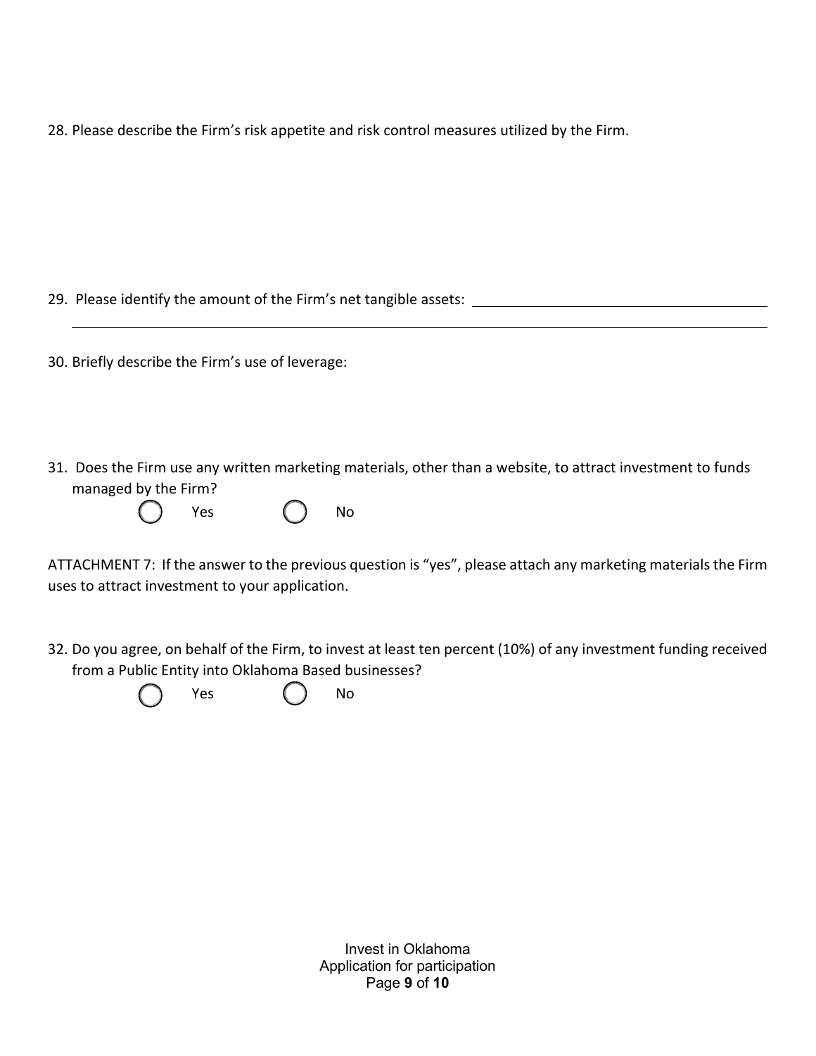28. Please describe the Firm's risk appetite and risk control measures utilized by the Firm.

29. Please identify the amount of the Firm's net tangible assets: ______________________________

______________________________________________________________________________

30. Briefly describe the Firm's use of leverage:

31. Does the Firm use any written marketing materials, other than a website, to attract investment to funds managed by the Firm?

◯ Yes ◯ No

ATTACHMENT 7: If the answer to the previous question is "yes", please attach any marketing materials the Firm uses to attract investment to your application.

32. Do you agree, on behalf of the Firm, to invest at least ten percent (10%) of any investment funding received from a Public Entity into Oklahoma Based businesses?

◯ Yes ◯ No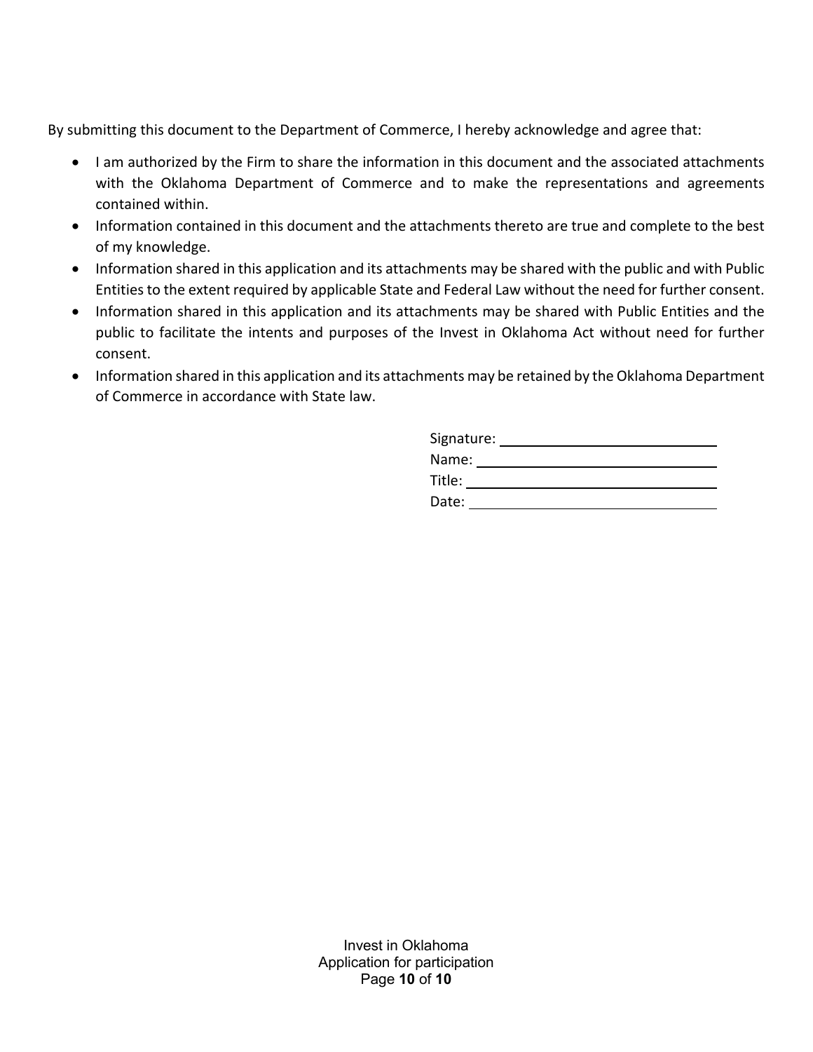By submitting this document to the Department of Commerce, I hereby acknowledge and agree that:

- I am authorized by the Firm to share the information in this document and the associated attachments with the Oklahoma Department of Commerce and to make the representations and agreements contained within.
- Information contained in this document and the attachments thereto are true and complete to the best of my knowledge.
- Information shared in this application and its attachments may be shared with the public and with Public Entities to the extent required by applicable State and Federal Law without the need for further consent.
- Information shared in this application and its attachments may be shared with Public Entities and the public to facilitate the intents and purposes of the Invest in Oklahoma Act without need for further consent.
- Information shared in this application and its attachments may be retained by the Oklahoma Department of Commerce in accordance with State law.

Signature: ____________________________

Name: ____________________________

Title: ____________________________

Date: ____________________________